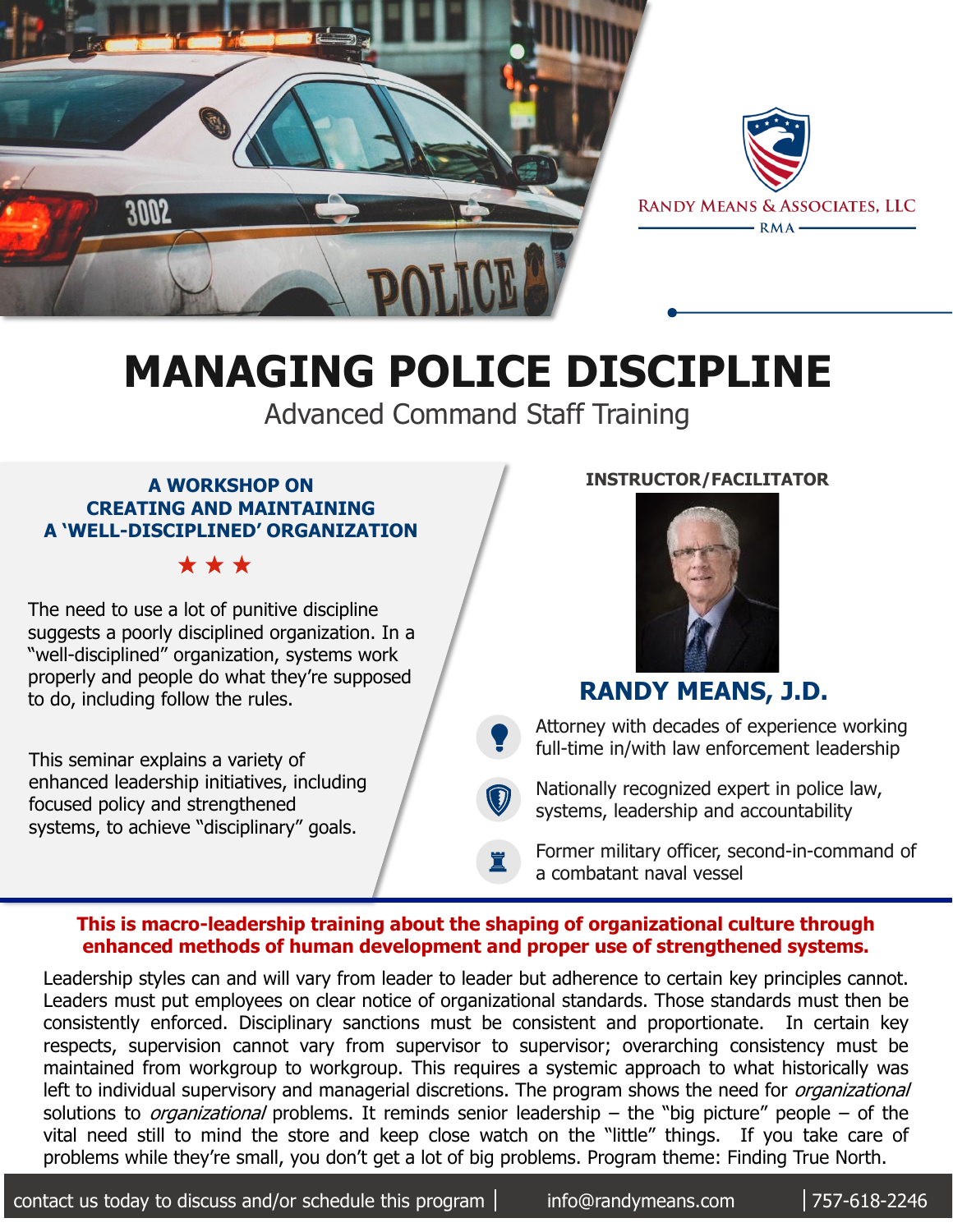Randy Means & Associates, LLC

RMA

# MANAGING POLICE DISCIPLINE

Advanced Command Staff Training

### A WORKSHOP ON CREATING AND MAINTAINING A 'WELL-DISCIPLINED' ORGANIZATION

★ ★ ★

The need to use a lot of punitive discipline suggests a poorly disciplined organization. In a "well-disciplined" organization, systems work properly and people do what they're supposed to do, including follow the rules.

This seminar explains a variety of enhanced leadership initiatives, including focused policy and strengthened systems, to achieve "disciplinary" goals.

**INSTRUCTOR/FACILITATOR**

## RANDY MEANS, J.D.

- Attorney with decades of experience working full-time in/with law enforcement leadership
- Nationally recognized expert in police law, systems, leadership and accountability
- Former military officer, second-in-command of a combatant naval vessel

**This is macro-leadership training about the shaping of organizational culture through enhanced methods of human development and proper use of strengthened systems.**

Leadership styles can and will vary from leader to leader but adherence to certain key principles cannot. Leaders must put employees on clear notice of organizational standards. Those standards must then be consistently enforced. Disciplinary sanctions must be consistent and proportionate. In certain key respects, supervision cannot vary from supervisor to supervisor; overarching consistency must be maintained from workgroup to workgroup. This requires a systemic approach to what historically was left to individual supervisory and managerial discretions. The program shows the need for *organizational* solutions to *organizational* problems. It reminds senior leadership – the "big picture" people – of the vital need still to mind the store and keep close watch on the "little" things. If you take care of problems while they're small, you don't get a lot of big problems. Program theme: Finding True North.

contact us today to discuss and/or schedule this program | info@randymeans.com | 757-618-2246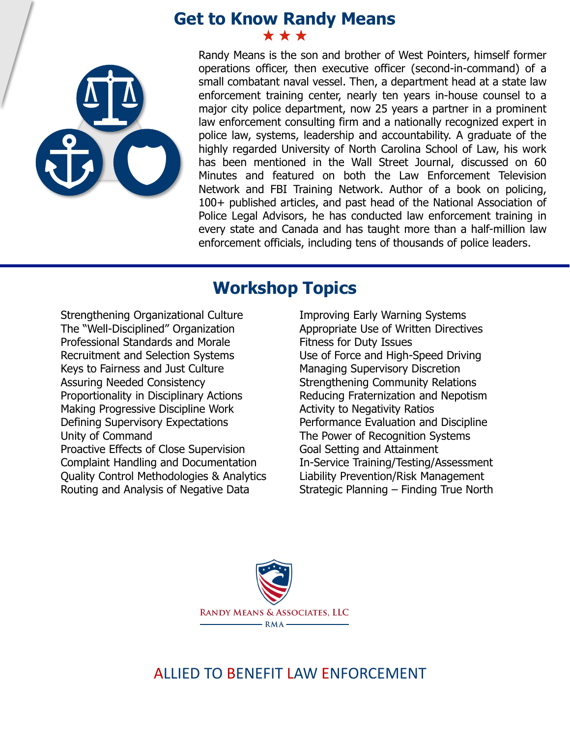## Get to Know Randy Means

★ ★ ★

Randy Means is the son and brother of West Pointers, himself former operations officer, then executive officer (second-in-command) of a small combatant naval vessel. Then, a department head at a state law enforcement training center, nearly ten years in-house counsel to a major city police department, now 25 years a partner in a prominent law enforcement consulting firm and a nationally recognized expert in police law, systems, leadership and accountability. A graduate of the highly regarded University of North Carolina School of Law, his work has been mentioned in the Wall Street Journal, discussed on 60 Minutes and featured on both the Law Enforcement Television Network and FBI Training Network. Author of a book on policing, 100+ published articles, and past head of the National Association of Police Legal Advisors, he has conducted law enforcement training in every state and Canada and has taught more than a half-million law enforcement officials, including tens of thousands of police leaders.

## Workshop Topics

- Strengthening Organizational Culture
- The "Well-Disciplined" Organization
- Professional Standards and Morale
- Recruitment and Selection Systems
- Keys to Fairness and Just Culture
- Assuring Needed Consistency
- Proportionality in Disciplinary Actions
- Making Progressive Discipline Work
- Defining Supervisory Expectations
- Unity of Command
- Proactive Effects of Close Supervision
- Complaint Handling and Documentation
- Quality Control Methodologies & Analytics
- Routing and Analysis of Negative Data
- Improving Early Warning Systems
- Appropriate Use of Written Directives
- Fitness for Duty Issues
- Use of Force and High-Speed Driving
- Managing Supervisory Discretion
- Strengthening Community Relations
- Reducing Fraternization and Nepotism
- Activity to Negativity Ratios
- Performance Evaluation and Discipline
- The Power of Recognition Systems
- Goal Setting and Attainment
- In-Service Training/Testing/Assessment
- Liability Prevention/Risk Management
- Strategic Planning – Finding True North

RANDY MEANS & ASSOCIATES, LLC

RMA

ALLIED TO BENEFIT LAW ENFORCEMENT